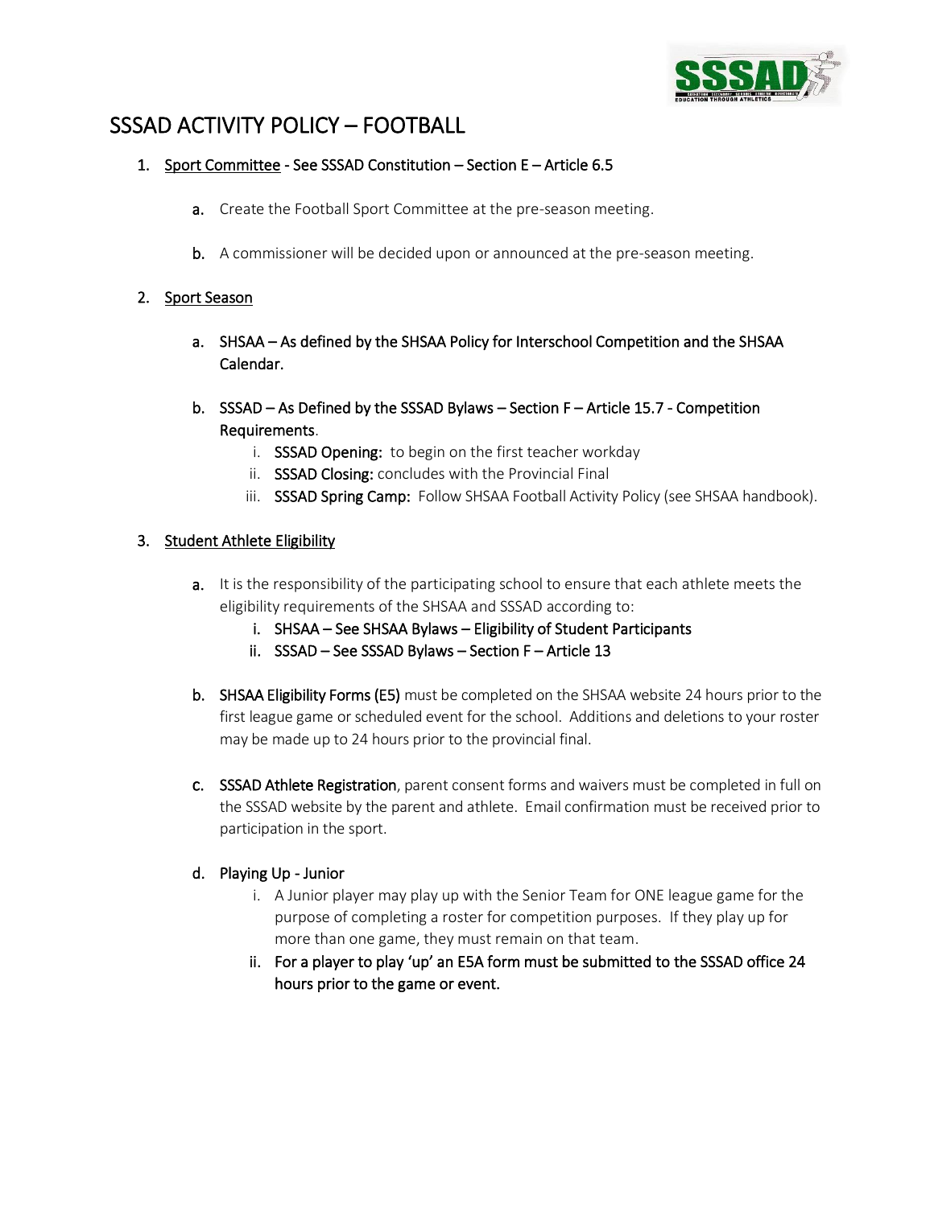# SSSAD ACTIVITY POLICY – FOOTBALL

1. **Sport Committee - See SSSAD Constitution – Section E – Article 6.5**

   a. Create the Football Sport Committee at the pre-season meeting.

   b. A commissioner will be decided upon or announced at the pre-season meeting.

2. **Sport Season**

   a. **SHSAA – As defined by the SHSAA Policy for Interschool Competition and the SHSAA Calendar.**

   b. **SSSAD – As Defined by the SSSAD Bylaws – Section F – Article 15.7 - Competition Requirements**.
      i. **SSSAD Opening:** to begin on the first teacher workday
      ii. **SSSAD Closing:** concludes with the Provincial Final
      iii. **SSSAD Spring Camp:** Follow SHSAA Football Activity Policy (see SHSAA handbook).

3. **Student Athlete Eligibility**

   a. It is the responsibility of the participating school to ensure that each athlete meets the eligibility requirements of the SHSAA and SSSAD according to:
      i. **SHSAA – See SHSAA Bylaws – Eligibility of Student Participants**
      ii. **SSSAD – See SSSAD Bylaws – Section F – Article 13**

   b. **SHSAA Eligibility Forms (E5)** must be completed on the SHSAA website 24 hours prior to the first league game or scheduled event for the school. Additions and deletions to your roster may be made up to 24 hours prior to the provincial final.

   c. **SSSAD Athlete Registration**, parent consent forms and waivers must be completed in full on the SSSAD website by the parent and athlete. Email confirmation must be received prior to participation in the sport.

   d. **Playing Up - Junior**
      i. A Junior player may play up with the Senior Team for ONE league game for the purpose of completing a roster for competition purposes. If they play up for more than one game, they must remain on that team.
      ii. **For a player to play 'up' an E5A form must be submitted to the SSSAD office 24 hours prior to the game or event.**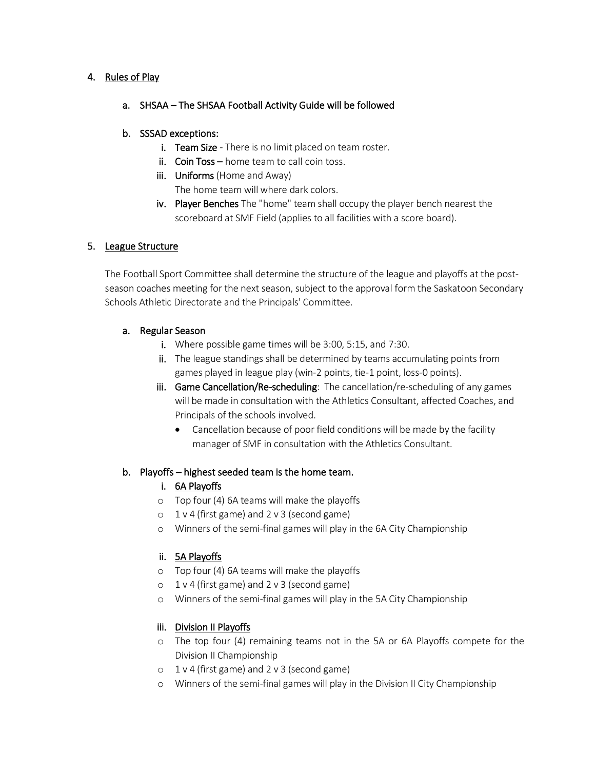## 4. Rules of Play

### a. SHSAA – The SHSAA Football Activity Guide will be followed

### b. SSSAD exceptions:

- i. **Team Size** - There is no limit placed on team roster.
- ii. **Coin Toss –** home team to call coin toss.
- iii. **Uniforms** (Home and Away)
  The home team will where dark colors.
- iv. **Player Benches** The "home" team shall occupy the player bench nearest the scoreboard at SMF Field (applies to all facilities with a score board).

## 5. League Structure

The Football Sport Committee shall determine the structure of the league and playoffs at the post-season coaches meeting for the next season, subject to the approval form the Saskatoon Secondary Schools Athletic Directorate and the Principals' Committee.

### a. Regular Season

- i. Where possible game times will be 3:00, 5:15, and 7:30.
- ii. The league standings shall be determined by teams accumulating points from games played in league play (win-2 points, tie-1 point, loss-0 points).
- iii. **Game Cancellation/Re-scheduling**: The cancellation/re-scheduling of any games will be made in consultation with the Athletics Consultant, affected Coaches, and Principals of the schools involved.
  - Cancellation because of poor field conditions will be made by the facility manager of SMF in consultation with the Athletics Consultant.

### b. Playoffs – highest seeded team is the home team.

i. 6A Playoffs

- Top four (4) 6A teams will make the playoffs
- 1 v 4 (first game) and 2 v 3 (second game)
- Winners of the semi-final games will play in the 6A City Championship

ii. 5A Playoffs

- Top four (4) 6A teams will make the playoffs
- 1 v 4 (first game) and 2 v 3 (second game)
- Winners of the semi-final games will play in the 5A City Championship

iii. Division II Playoffs

- The top four (4) remaining teams not in the 5A or 6A Playoffs compete for the Division II Championship
- 1 v 4 (first game) and 2 v 3 (second game)
- Winners of the semi-final games will play in the Division II City Championship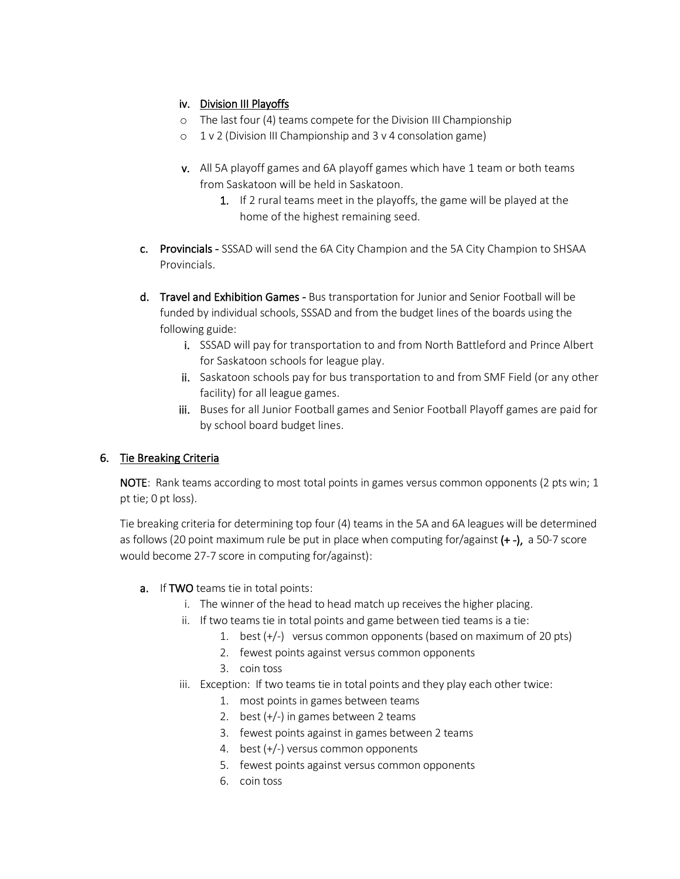iv. <u>Division III Playoffs</u>

- The last four (4) teams compete for the Division III Championship
- 1 v 2 (Division III Championship and 3 v 4 consolation game)

v. All 5A playoff games and 6A playoff games which have 1 team or both teams from Saskatoon will be held in Saskatoon.

1. If 2 rural teams meet in the playoffs, the game will be played at the home of the highest remaining seed.

c. **Provincials -** SSSAD will send the 6A City Champion and the 5A City Champion to SHSAA Provincials.

d. **Travel and Exhibition Games -** Bus transportation for Junior and Senior Football will be funded by individual schools, SSSAD and from the budget lines of the boards using the following guide:

i. SSSAD will pay for transportation to and from North Battleford and Prince Albert for Saskatoon schools for league play.

ii. Saskatoon schools pay for bus transportation to and from SMF Field (or any other facility) for all league games.

iii. Buses for all Junior Football games and Senior Football Playoff games are paid for by school board budget lines.

## 6. <u>Tie Breaking Criteria</u>

**NOTE**: Rank teams according to most total points in games versus common opponents (2 pts win; 1 pt tie; 0 pt loss).

Tie breaking criteria for determining top four (4) teams in the 5A and 6A leagues will be determined as follows (20 point maximum rule be put in place when computing for/against **(+ -)**, a 50-7 score would become 27-7 score in computing for/against):

a. If **TWO** teams tie in total points:

i. The winner of the head to head match up receives the higher placing.

ii. If two teams tie in total points and game between tied teams is a tie:

1. best (+/-) versus common opponents (based on maximum of 20 pts)
2. fewest points against versus common opponents
3. coin toss

iii. Exception: If two teams tie in total points and they play each other twice:

1. most points in games between teams
2. best (+/-) in games between 2 teams
3. fewest points against in games between 2 teams
4. best (+/-) versus common opponents
5. fewest points against versus common opponents
6. coin toss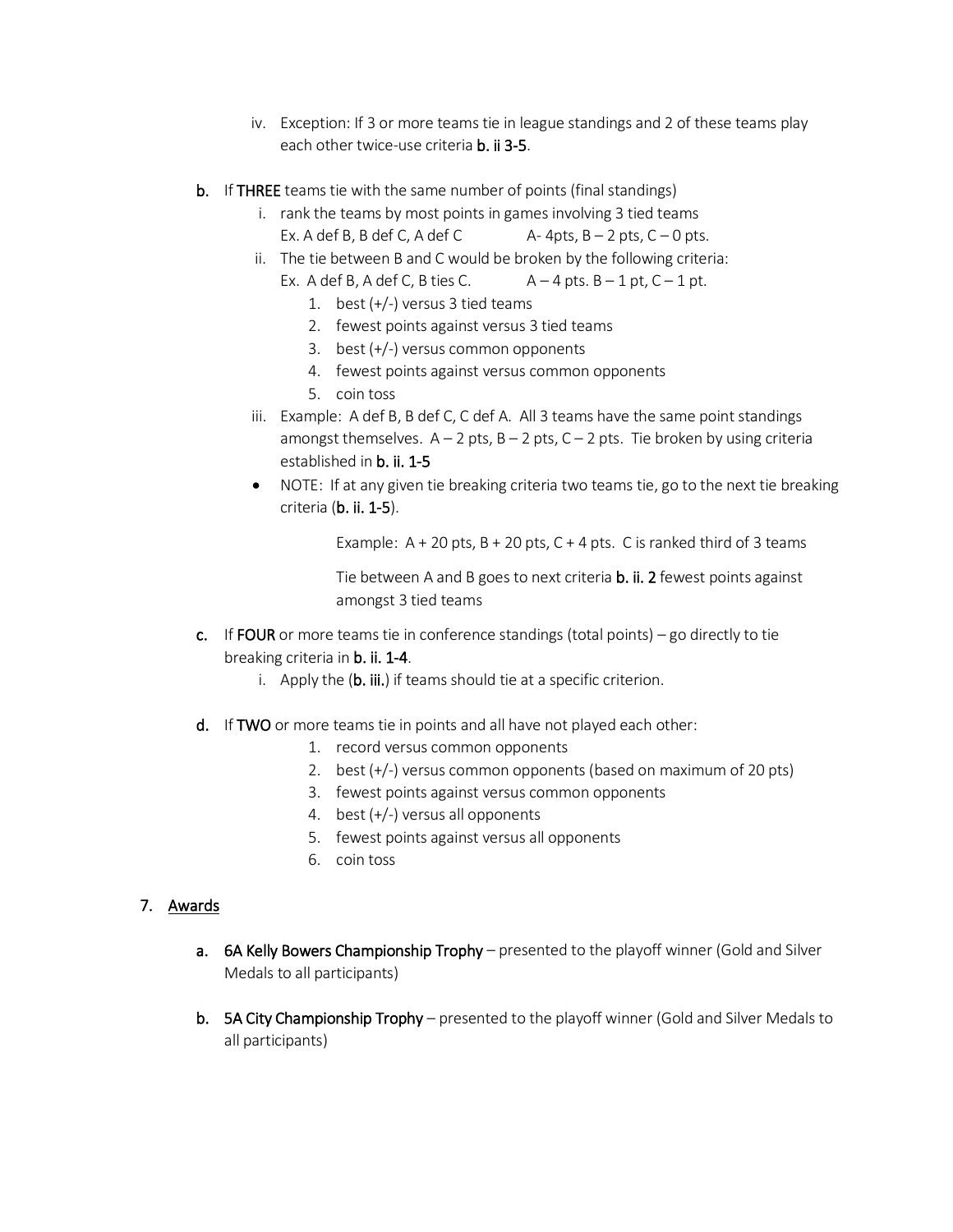iv. Exception: If 3 or more teams tie in league standings and 2 of these teams play each other twice-use criteria **b. ii 3-5**.

**b.** If **THREE** teams tie with the same number of points (final standings)

   i. rank the teams by most points in games involving 3 tied teams
      Ex. A def B, B def C, A def C     A- 4pts, B – 2 pts, C – 0 pts.

   ii. The tie between B and C would be broken by the following criteria:
      Ex. A def B, A def C, B ties C.     A – 4 pts. B – 1 pt, C – 1 pt.

      1. best (+/-) versus 3 tied teams
      2. fewest points against versus 3 tied teams
      3. best (+/-) versus common opponents
      4. fewest points against versus common opponents
      5. coin toss

   iii. Example: A def B, B def C, C def A. All 3 teams have the same point standings amongst themselves. A – 2 pts, B – 2 pts, C – 2 pts. Tie broken by using criteria established in **b. ii. 1-5**

   - NOTE: If at any given tie breaking criteria two teams tie, go to the next tie breaking criteria (**b. ii. 1-5**).

     Example: A + 20 pts, B + 20 pts, C + 4 pts. C is ranked third of 3 teams

     Tie between A and B goes to next criteria **b. ii. 2** fewest points against amongst 3 tied teams

**c.** If **FOUR** or more teams tie in conference standings (total points) – go directly to tie breaking criteria in **b. ii. 1-4**.

   i. Apply the (**b. iii.**) if teams should tie at a specific criterion.

**d.** If **TWO** or more teams tie in points and all have not played each other:

   1. record versus common opponents
   2. best (+/-) versus common opponents (based on maximum of 20 pts)
   3. fewest points against versus common opponents
   4. best (+/-) versus all opponents
   5. fewest points against versus all opponents
   6. coin toss

## 7. Awards

**a.** **6A Kelly Bowers Championship Trophy** – presented to the playoff winner (Gold and Silver Medals to all participants)

**b.** **5A City Championship Trophy** – presented to the playoff winner (Gold and Silver Medals to all participants)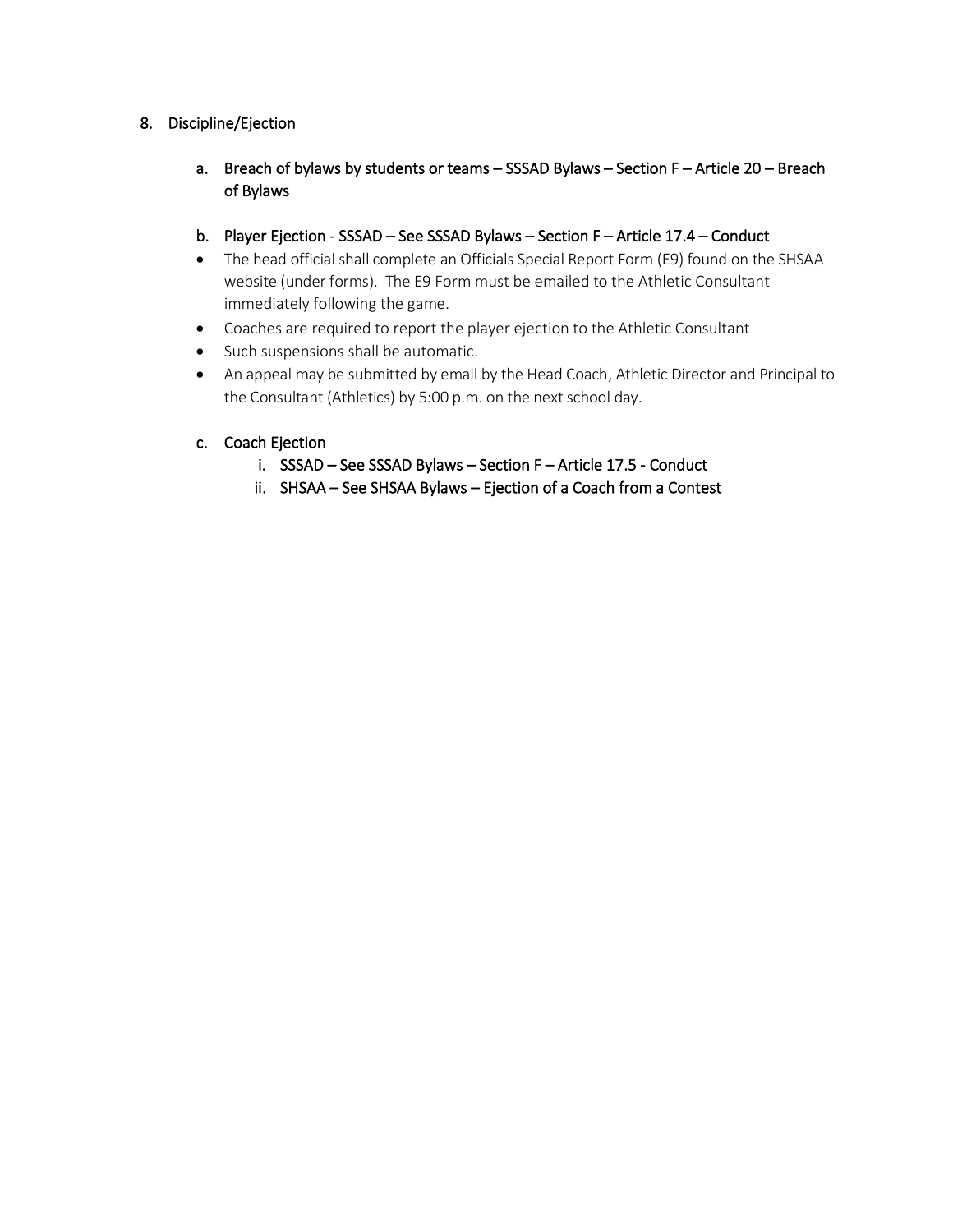8. <u>Discipline/Ejection</u>

   a. Breach of bylaws by students or teams – SSSAD Bylaws – Section F – Article 20 – Breach of Bylaws

   b. Player Ejection - SSSAD – See SSSAD Bylaws – Section F – Article 17.4 – Conduct

   - The head official shall complete an Officials Special Report Form (E9) found on the SHSAA website (under forms). The E9 Form must be emailed to the Athletic Consultant immediately following the game.
   - Coaches are required to report the player ejection to the Athletic Consultant
   - Such suspensions shall be automatic.
   - An appeal may be submitted by email by the Head Coach, Athletic Director and Principal to the Consultant (Athletics) by 5:00 p.m. on the next school day.

   c. Coach Ejection

      i. SSSAD – See SSSAD Bylaws – Section F – Article 17.5 - Conduct

      ii. SHSAA – See SHSAA Bylaws – Ejection of a Coach from a Contest